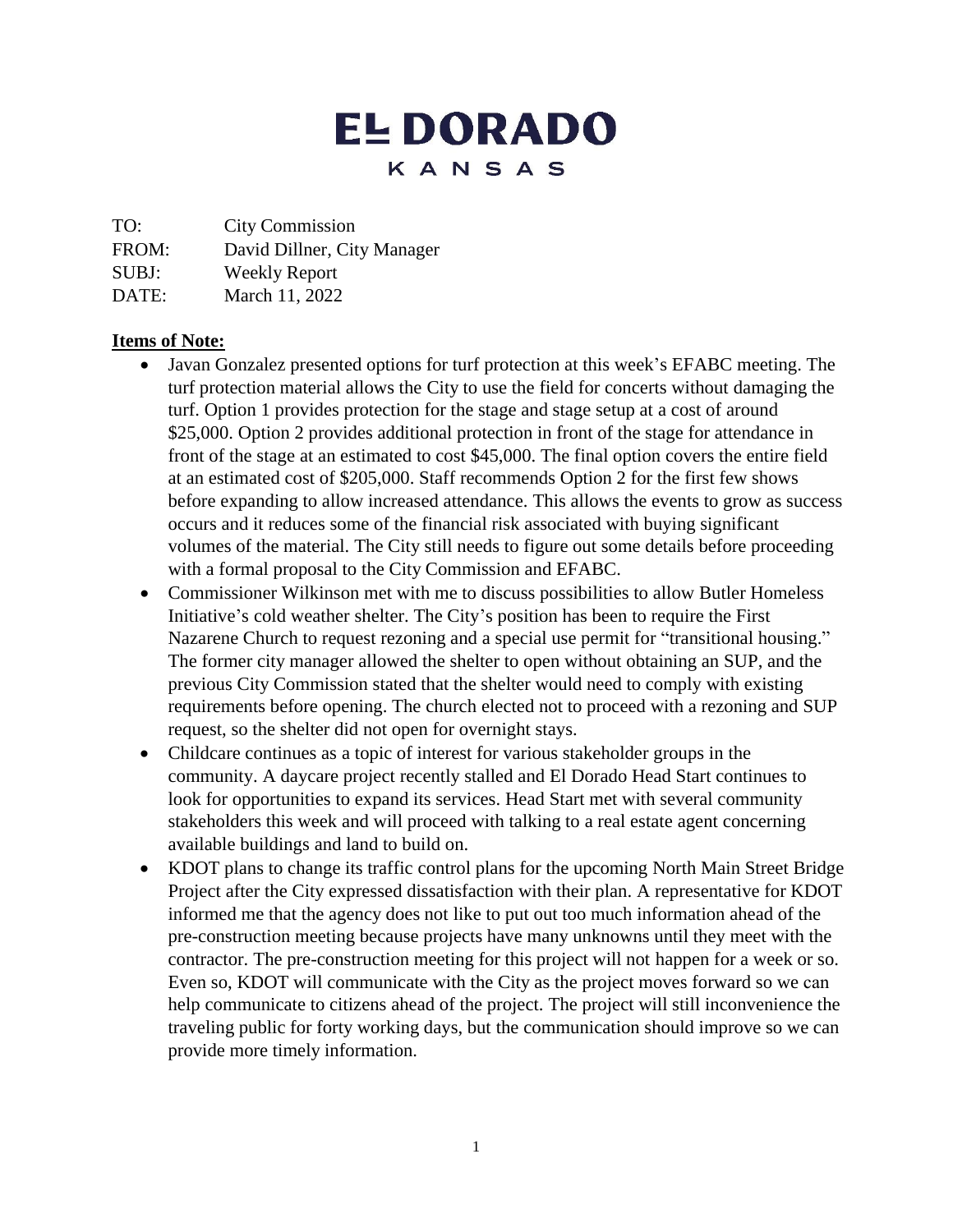# EL DORADO
## KANSAS

TO: City Commission
FROM: David Dillner, City Manager
SUBJ: Weekly Report
DATE: March 11, 2022

**Items of Note:**

- Javan Gonzalez presented options for turf protection at this week's EFABC meeting. The turf protection material allows the City to use the field for concerts without damaging the turf. Option 1 provides protection for the stage and stage setup at a cost of around $25,000. Option 2 provides additional protection in front of the stage for attendance in front of the stage at an estimated to cost $45,000. The final option covers the entire field at an estimated cost of $205,000. Staff recommends Option 2 for the first few shows before expanding to allow increased attendance. This allows the events to grow as success occurs and it reduces some of the financial risk associated with buying significant volumes of the material. The City still needs to figure out some details before proceeding with a formal proposal to the City Commission and EFABC.
- Commissioner Wilkinson met with me to discuss possibilities to allow Butler Homeless Initiative's cold weather shelter. The City's position has been to require the First Nazarene Church to request rezoning and a special use permit for "transitional housing." The former city manager allowed the shelter to open without obtaining an SUP, and the previous City Commission stated that the shelter would need to comply with existing requirements before opening. The church elected not to proceed with a rezoning and SUP request, so the shelter did not open for overnight stays.
- Childcare continues as a topic of interest for various stakeholder groups in the community. A daycare project recently stalled and El Dorado Head Start continues to look for opportunities to expand its services. Head Start met with several community stakeholders this week and will proceed with talking to a real estate agent concerning available buildings and land to build on.
- KDOT plans to change its traffic control plans for the upcoming North Main Street Bridge Project after the City expressed dissatisfaction with their plan. A representative for KDOT informed me that the agency does not like to put out too much information ahead of the pre-construction meeting because projects have many unknowns until they meet with the contractor. The pre-construction meeting for this project will not happen for a week or so. Even so, KDOT will communicate with the City as the project moves forward so we can help communicate to citizens ahead of the project. The project will still inconvenience the traveling public for forty working days, but the communication should improve so we can provide more timely information.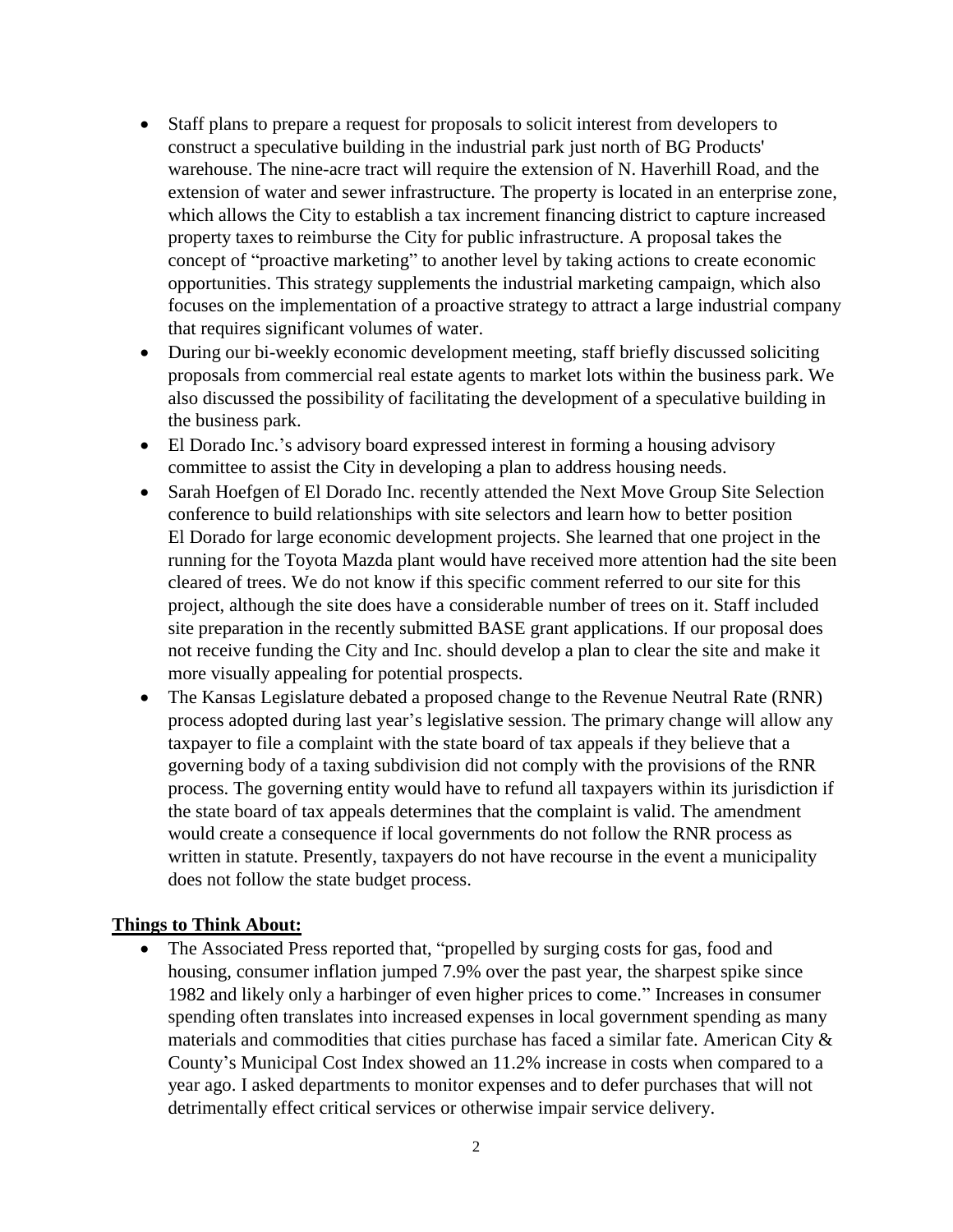- Staff plans to prepare a request for proposals to solicit interest from developers to construct a speculative building in the industrial park just north of BG Products' warehouse. The nine-acre tract will require the extension of N. Haverhill Road, and the extension of water and sewer infrastructure. The property is located in an enterprise zone, which allows the City to establish a tax increment financing district to capture increased property taxes to reimburse the City for public infrastructure. A proposal takes the concept of "proactive marketing" to another level by taking actions to create economic opportunities. This strategy supplements the industrial marketing campaign, which also focuses on the implementation of a proactive strategy to attract a large industrial company that requires significant volumes of water.
- During our bi-weekly economic development meeting, staff briefly discussed soliciting proposals from commercial real estate agents to market lots within the business park. We also discussed the possibility of facilitating the development of a speculative building in the business park.
- El Dorado Inc.'s advisory board expressed interest in forming a housing advisory committee to assist the City in developing a plan to address housing needs.
- Sarah Hoefgen of El Dorado Inc. recently attended the Next Move Group Site Selection conference to build relationships with site selectors and learn how to better position El Dorado for large economic development projects. She learned that one project in the running for the Toyota Mazda plant would have received more attention had the site been cleared of trees. We do not know if this specific comment referred to our site for this project, although the site does have a considerable number of trees on it. Staff included site preparation in the recently submitted BASE grant applications. If our proposal does not receive funding the City and Inc. should develop a plan to clear the site and make it more visually appealing for potential prospects.
- The Kansas Legislature debated a proposed change to the Revenue Neutral Rate (RNR) process adopted during last year's legislative session. The primary change will allow any taxpayer to file a complaint with the state board of tax appeals if they believe that a governing body of a taxing subdivision did not comply with the provisions of the RNR process. The governing entity would have to refund all taxpayers within its jurisdiction if the state board of tax appeals determines that the complaint is valid. The amendment would create a consequence if local governments do not follow the RNR process as written in statute. Presently, taxpayers do not have recourse in the event a municipality does not follow the state budget process.

**Things to Think About:**

- The Associated Press reported that, "propelled by surging costs for gas, food and housing, consumer inflation jumped 7.9% over the past year, the sharpest spike since 1982 and likely only a harbinger of even higher prices to come." Increases in consumer spending often translates into increased expenses in local government spending as many materials and commodities that cities purchase has faced a similar fate. American City & County's Municipal Cost Index showed an 11.2% increase in costs when compared to a year ago. I asked departments to monitor expenses and to defer purchases that will not detrimentally effect critical services or otherwise impair service delivery.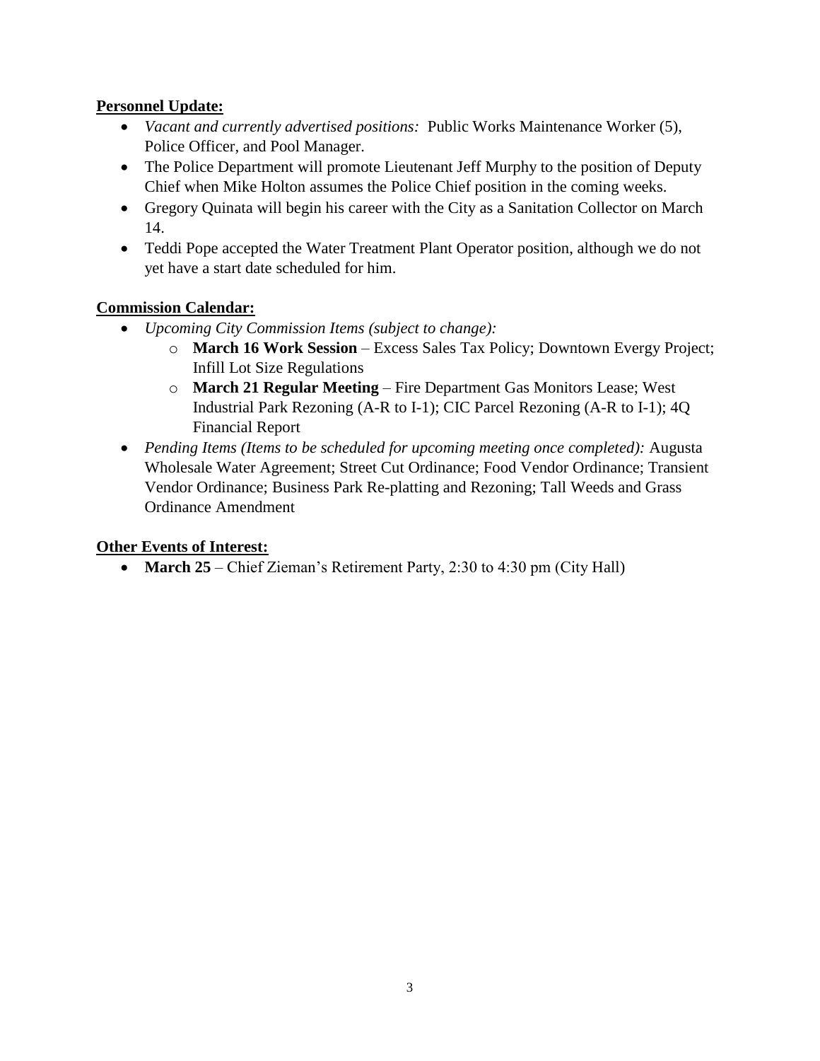**Personnel Update:**

- *Vacant and currently advertised positions:* Public Works Maintenance Worker (5), Police Officer, and Pool Manager.
- The Police Department will promote Lieutenant Jeff Murphy to the position of Deputy Chief when Mike Holton assumes the Police Chief position in the coming weeks.
- Gregory Quinata will begin his career with the City as a Sanitation Collector on March 14.
- Teddi Pope accepted the Water Treatment Plant Operator position, although we do not yet have a start date scheduled for him.

**Commission Calendar:**

- *Upcoming City Commission Items (subject to change):*
  - **March 16 Work Session** – Excess Sales Tax Policy; Downtown Evergy Project; Infill Lot Size Regulations
  - **March 21 Regular Meeting** – Fire Department Gas Monitors Lease; West Industrial Park Rezoning (A-R to I-1); CIC Parcel Rezoning (A-R to I-1); 4Q Financial Report
- *Pending Items (Items to be scheduled for upcoming meeting once completed):* Augusta Wholesale Water Agreement; Street Cut Ordinance; Food Vendor Ordinance; Transient Vendor Ordinance; Business Park Re-platting and Rezoning; Tall Weeds and Grass Ordinance Amendment

**Other Events of Interest:**

- **March 25** – Chief Zieman's Retirement Party, 2:30 to 4:30 pm (City Hall)